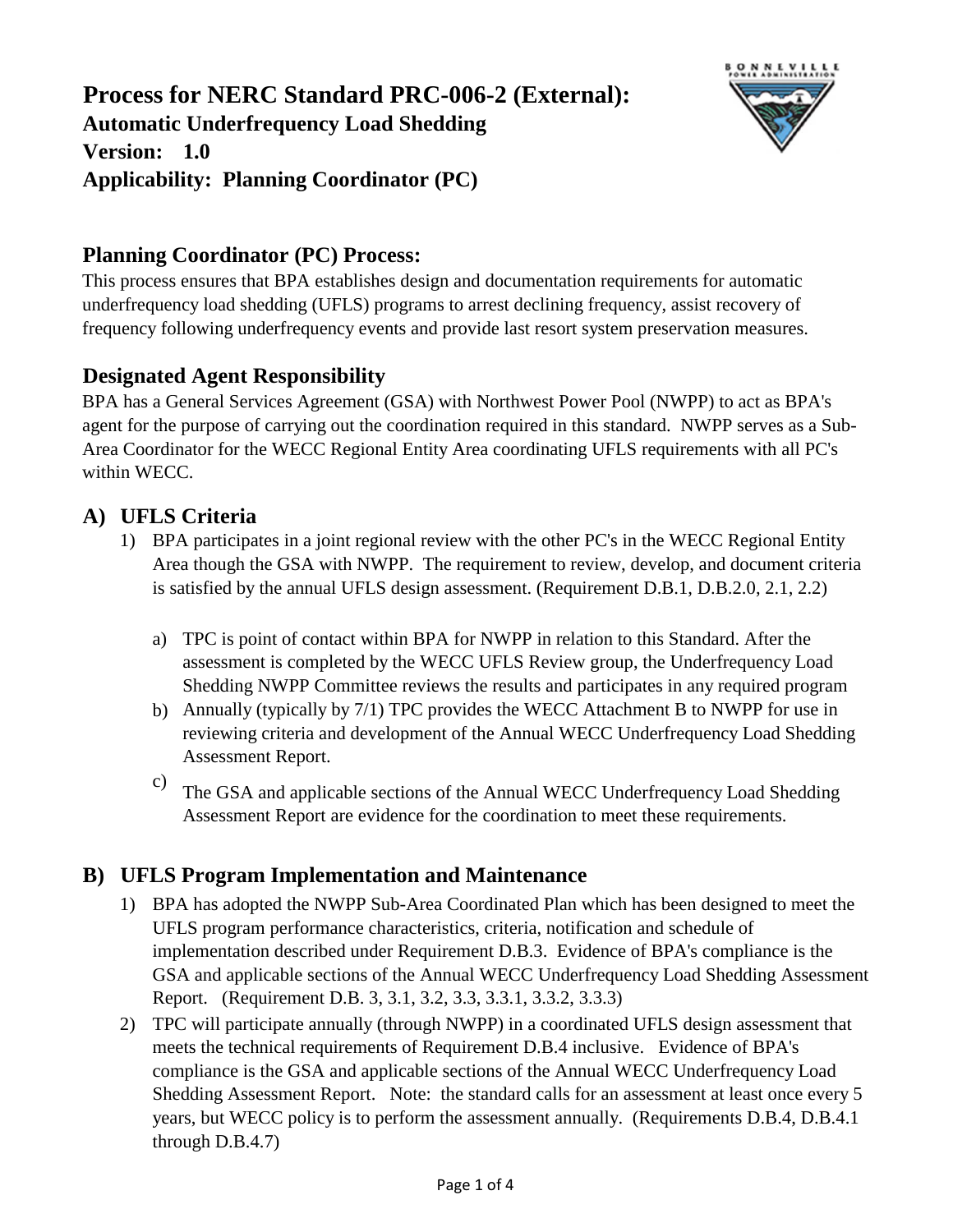# Process for NERC Standard PRC-006-2 (External):

**Automatic Underfrequency Load Shedding**

**Version: 1.0**

**Applicability: Planning Coordinator (PC)**

## Planning Coordinator (PC) Process:

This process ensures that BPA establishes design and documentation requirements for automatic underfrequency load shedding (UFLS) programs to arrest declining frequency, assist recovery of frequency following underfrequency events and provide last resort system preservation measures.

## Designated Agent Responsibility

BPA has a General Services Agreement (GSA) with Northwest Power Pool (NWPP) to act as BPA's agent for the purpose of carrying out the coordination required in this standard. NWPP serves as a Sub-Area Coordinator for the WECC Regional Entity Area coordinating UFLS requirements with all PC's within WECC.

## A) UFLS Criteria

1) BPA participates in a joint regional review with the other PC's in the WECC Regional Entity Area though the GSA with NWPP. The requirement to review, develop, and document criteria is satisfied by the annual UFLS design assessment. (Requirement D.B.1, D.B.2.0, 2.1, 2.2)

   a) TPC is point of contact within BPA for NWPP in relation to this Standard. After the assessment is completed by the WECC UFLS Review group, the Underfrequency Load Shedding NWPP Committee reviews the results and participates in any required program

   b) Annually (typically by 7/1) TPC provides the WECC Attachment B to NWPP for use in reviewing criteria and development of the Annual WECC Underfrequency Load Shedding Assessment Report.

   c) The GSA and applicable sections of the Annual WECC Underfrequency Load Shedding Assessment Report are evidence for the coordination to meet these requirements.

## B) UFLS Program Implementation and Maintenance

1) BPA has adopted the NWPP Sub-Area Coordinated Plan which has been designed to meet the UFLS program performance characteristics, criteria, notification and schedule of implementation described under Requirement D.B.3. Evidence of BPA's compliance is the GSA and applicable sections of the Annual WECC Underfrequency Load Shedding Assessment Report. (Requirement D.B. 3, 3.1, 3.2, 3.3, 3.3.1, 3.3.2, 3.3.3)

2) TPC will participate annually (through NWPP) in a coordinated UFLS design assessment that meets the technical requirements of Requirement D.B.4 inclusive. Evidence of BPA's compliance is the GSA and applicable sections of the Annual WECC Underfrequency Load Shedding Assessment Report. Note: the standard calls for an assessment at least once every 5 years, but WECC policy is to perform the assessment annually. (Requirements D.B.4, D.B.4.1 through D.B.4.7)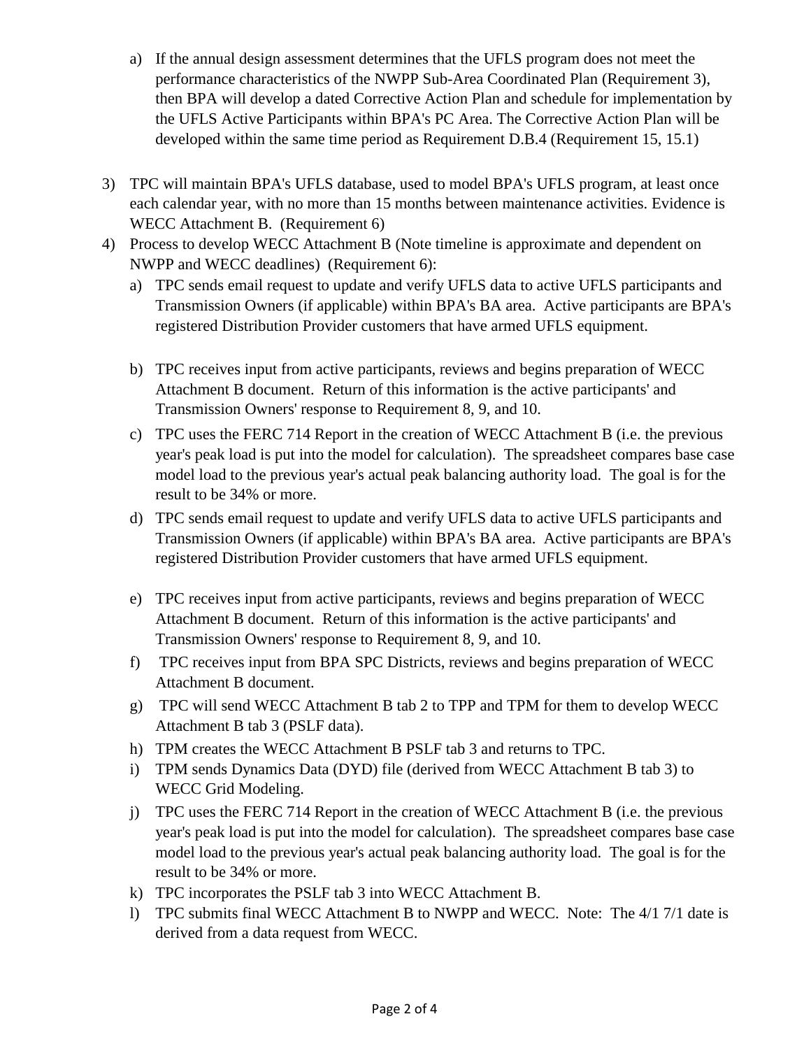a) If the annual design assessment determines that the UFLS program does not meet the performance characteristics of the NWPP Sub-Area Coordinated Plan (Requirement 3), then BPA will develop a dated Corrective Action Plan and schedule for implementation by the UFLS Active Participants within BPA's PC Area. The Corrective Action Plan will be developed within the same time period as Requirement D.B.4 (Requirement 15, 15.1)

3) TPC will maintain BPA's UFLS database, used to model BPA's UFLS program, at least once each calendar year, with no more than 15 months between maintenance activities. Evidence is WECC Attachment B. (Requirement 6)
4) Process to develop WECC Attachment B (Note timeline is approximate and dependent on NWPP and WECC deadlines) (Requirement 6):
   a) TPC sends email request to update and verify UFLS data to active UFLS participants and Transmission Owners (if applicable) within BPA's BA area. Active participants are BPA's registered Distribution Provider customers that have armed UFLS equipment.
   b) TPC receives input from active participants, reviews and begins preparation of WECC Attachment B document. Return of this information is the active participants' and Transmission Owners' response to Requirement 8, 9, and 10.
   c) TPC uses the FERC 714 Report in the creation of WECC Attachment B (i.e. the previous year's peak load is put into the model for calculation). The spreadsheet compares base case model load to the previous year's actual peak balancing authority load. The goal is for the result to be 34% or more.
   d) TPC sends email request to update and verify UFLS data to active UFLS participants and Transmission Owners (if applicable) within BPA's BA area. Active participants are BPA's registered Distribution Provider customers that have armed UFLS equipment.
   e) TPC receives input from active participants, reviews and begins preparation of WECC Attachment B document. Return of this information is the active participants' and Transmission Owners' response to Requirement 8, 9, and 10.
   f) TPC receives input from BPA SPC Districts, reviews and begins preparation of WECC Attachment B document.
   g) TPC will send WECC Attachment B tab 2 to TPP and TPM for them to develop WECC Attachment B tab 3 (PSLF data).
   h) TPM creates the WECC Attachment B PSLF tab 3 and returns to TPC.
   i) TPM sends Dynamics Data (DYD) file (derived from WECC Attachment B tab 3) to WECC Grid Modeling.
   j) TPC uses the FERC 714 Report in the creation of WECC Attachment B (i.e. the previous year's peak load is put into the model for calculation). The spreadsheet compares base case model load to the previous year's actual peak balancing authority load. The goal is for the result to be 34% or more.
   k) TPC incorporates the PSLF tab 3 into WECC Attachment B.
   l) TPC submits final WECC Attachment B to NWPP and WECC. Note: The 4/1 7/1 date is derived from a data request from WECC.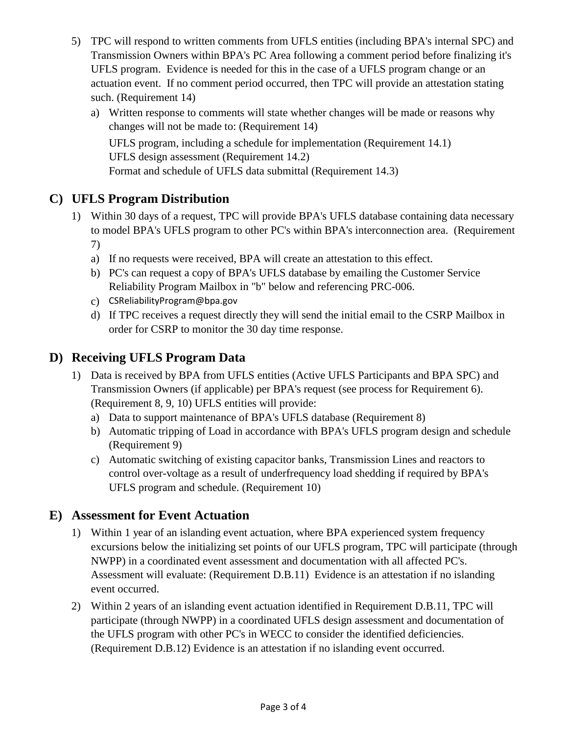5) TPC will respond to written comments from UFLS entities (including BPA's internal SPC) and Transmission Owners within BPA's PC Area following a comment period before finalizing it's UFLS program. Evidence is needed for this in the case of a UFLS program change or an actuation event. If no comment period occurred, then TPC will provide an attestation stating such. (Requirement 14)
   a) Written response to comments will state whether changes will be made or reasons why changes will not be made to: (Requirement 14)

      UFLS program, including a schedule for implementation (Requirement 14.1)
      UFLS design assessment (Requirement 14.2)
      Format and schedule of UFLS data submittal (Requirement 14.3)

## C) UFLS Program Distribution

1) Within 30 days of a request, TPC will provide BPA's UFLS database containing data necessary to model BPA's UFLS program to other PC's within BPA's interconnection area. (Requirement 7)
   a) If no requests were received, BPA will create an attestation to this effect.
   b) PC's can request a copy of BPA's UFLS database by emailing the Customer Service Reliability Program Mailbox in "b" below and referencing PRC-006.
   c) CSReliabilityProgram@bpa.gov
   d) If TPC receives a request directly they will send the initial email to the CSRP Mailbox in order for CSRP to monitor the 30 day time response.

## D) Receiving UFLS Program Data

1) Data is received by BPA from UFLS entities (Active UFLS Participants and BPA SPC) and Transmission Owners (if applicable) per BPA's request (see process for Requirement 6). (Requirement 8, 9, 10) UFLS entities will provide:
   a) Data to support maintenance of BPA's UFLS database (Requirement 8)
   b) Automatic tripping of Load in accordance with BPA's UFLS program design and schedule (Requirement 9)
   c) Automatic switching of existing capacitor banks, Transmission Lines and reactors to control over-voltage as a result of underfrequency load shedding if required by BPA's UFLS program and schedule. (Requirement 10)

## E) Assessment for Event Actuation

1) Within 1 year of an islanding event actuation, where BPA experienced system frequency excursions below the initializing set points of our UFLS program, TPC will participate (through NWPP) in a coordinated event assessment and documentation with all affected PC's. Assessment will evaluate: (Requirement D.B.11) Evidence is an attestation if no islanding event occurred.
2) Within 2 years of an islanding event actuation identified in Requirement D.B.11, TPC will participate (through NWPP) in a coordinated UFLS design assessment and documentation of the UFLS program with other PC's in WECC to consider the identified deficiencies. (Requirement D.B.12) Evidence is an attestation if no islanding event occurred.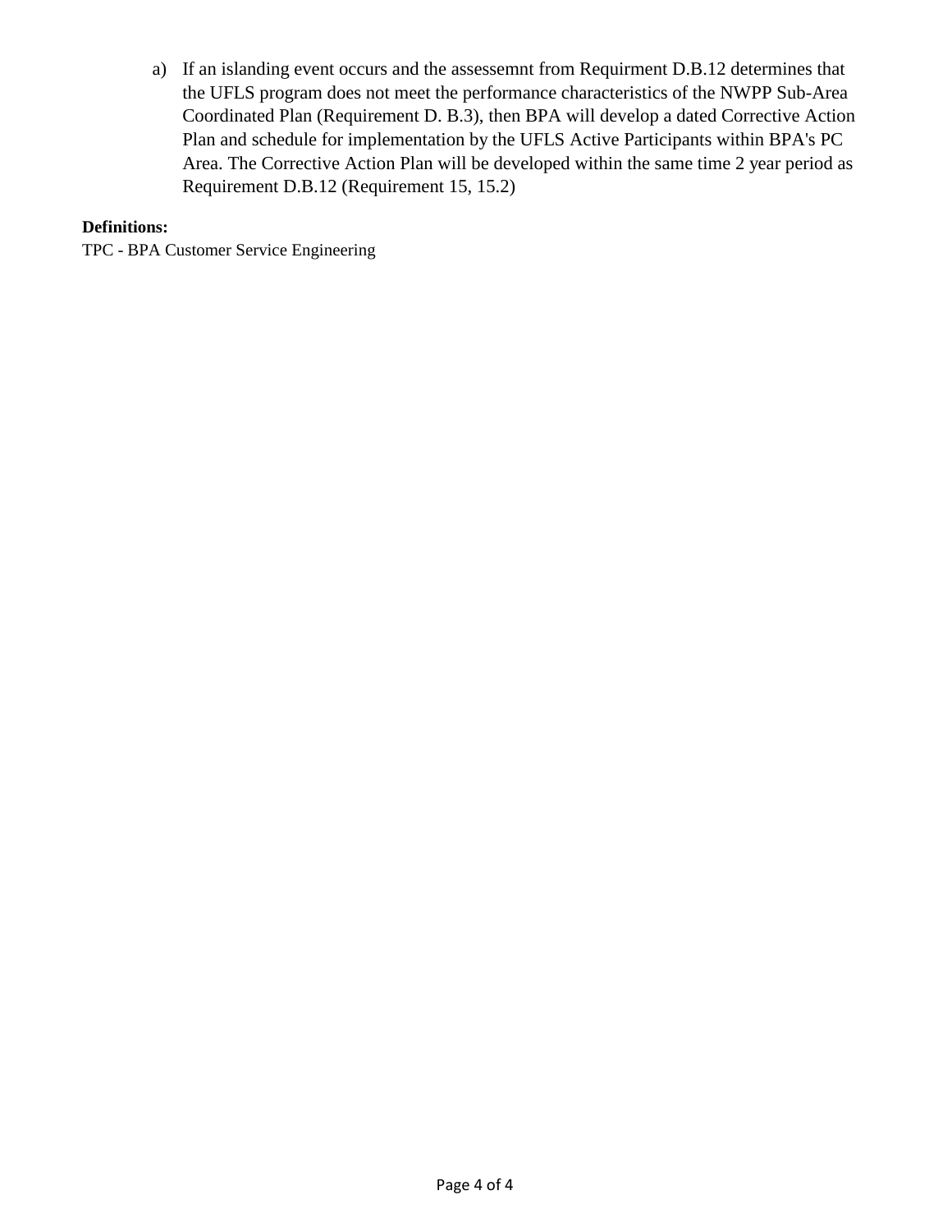a) If an islanding event occurs and the assessemnt from Requirment D.B.12 determines that the UFLS program does not meet the performance characteristics of the NWPP Sub-Area Coordinated Plan (Requirement D. B.3), then BPA will develop a dated Corrective Action Plan and schedule for implementation by the UFLS Active Participants within BPA's PC Area. The Corrective Action Plan will be developed within the same time 2 year period as Requirement D.B.12 (Requirement 15, 15.2)

**Definitions:**

TPC - BPA Customer Service Engineering